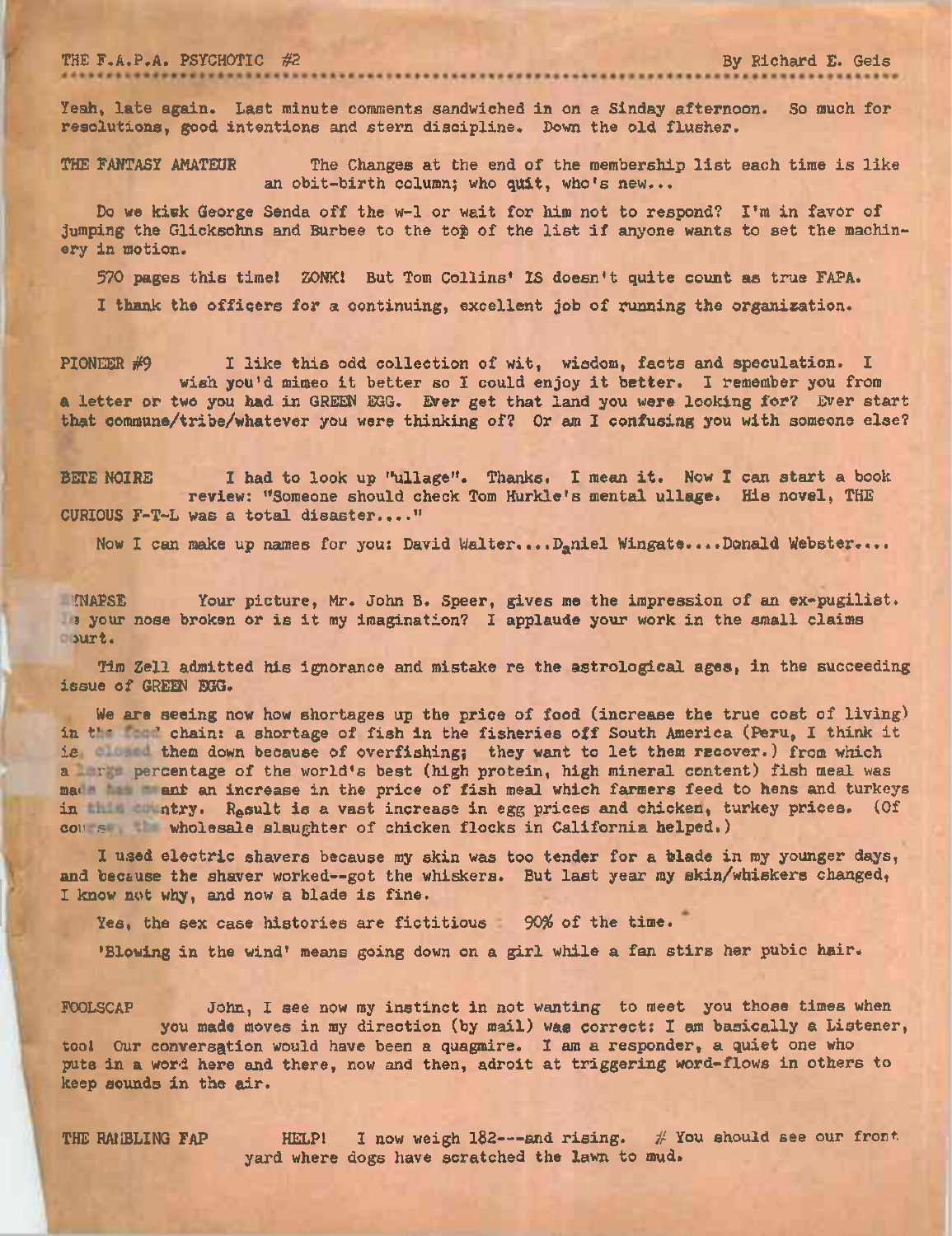THE F.A.P.A. PSYCHOTIC #2 By Richard E. Geis

Yeah, late again. Last minute comments sandwiched in on a Sinday afternoon. So much for resolutions, good intentions and stern discipline. Down the old flusher.

THE FANTASY AMATEUR The Changes at the end of the membership list each time is like an obit-birth column; who quit, who's new...

Do we kick George Senda off the w-l or wait for him not to respond? I'm in favor of jumping the Glicksohns and Burbee to the top of the list if anyone wants to set the machinery in motion.

570 pages this time! ZONK! But Tom Collins' IS doesn't quite count as true FAPA.

I thank the officers for a continuing, excellent job of running the organization.

PIONEER #9 I like this odd collection of wit, wisdom, facts and speculation. I wish you'd mimeo it better so I could enjoy it better. I remember you from a letter or two you had in GREEN EGG. Ever get that land you were looking for? Ever start that commune/tribe/whatever you were thinking of? Or am I confusing you with someone else?

BETE NOIRE I had to look up "ullage". Thanks. I mean it. Now I can start a book review: "Someone should check Tom Hurkle's mental ullage. His novel, THE CURIOUS F-T-L was a total disaster...."

Now I can make up names for you: David Walter....Daniel Wingate....Donald Webster....

SYNAPSE Your picture, Mr. John B. Speer, gives me the impression of an ex-pugilist. Is your nose broken or is it my imagination? I applaude your work in the small claims court.

Tim Zell admitted his ignorance and mistake re the astrological ages, in the succeeding issue of GREEN EGG.

We are seeing now how shortages up the price of food (increase the true cost of living) in the food chain: a shortage of fish in the fisheries off South America (Peru, I think it is, closed them down because of overfishing; they want to let them recover.) from which a large percentage of the world's best (high protein, high mineral content) fish meal was made has meant an increase in the price of fish meal which farmers feed to hens and turkeys in this country. Result is a vast increase in egg prices and chicken, turkey prices. (Of course, the wholesale slaughter of chicken flocks in California helped.)

I used electric shavers because my skin was too tender for a blade in my younger days, and because the shaver worked--got the whiskers. But last year my skin/whiskers changed, I know not why, and now a blade is fine.

Yes, the sex case histories are fictitious 90% of the time.

'Blowing in the wind' means going down on a girl while a fan stirs her pubic hair.

FOOLSCAP John, I see now my instinct in not wanting to meet you those times when you made moves in my direction (by mail) was correct: I am basically a Listener, too! Our conversation would have been a quagmire. I am a responder, a quiet one who puts in a word here and there, now and then, adroit at triggering word-flows in others to keep sounds in the air.

THE RAMBLING FAP HELP! I now weigh 182---and rising. # You should see our front yard where dogs have scratched the lawn to mud.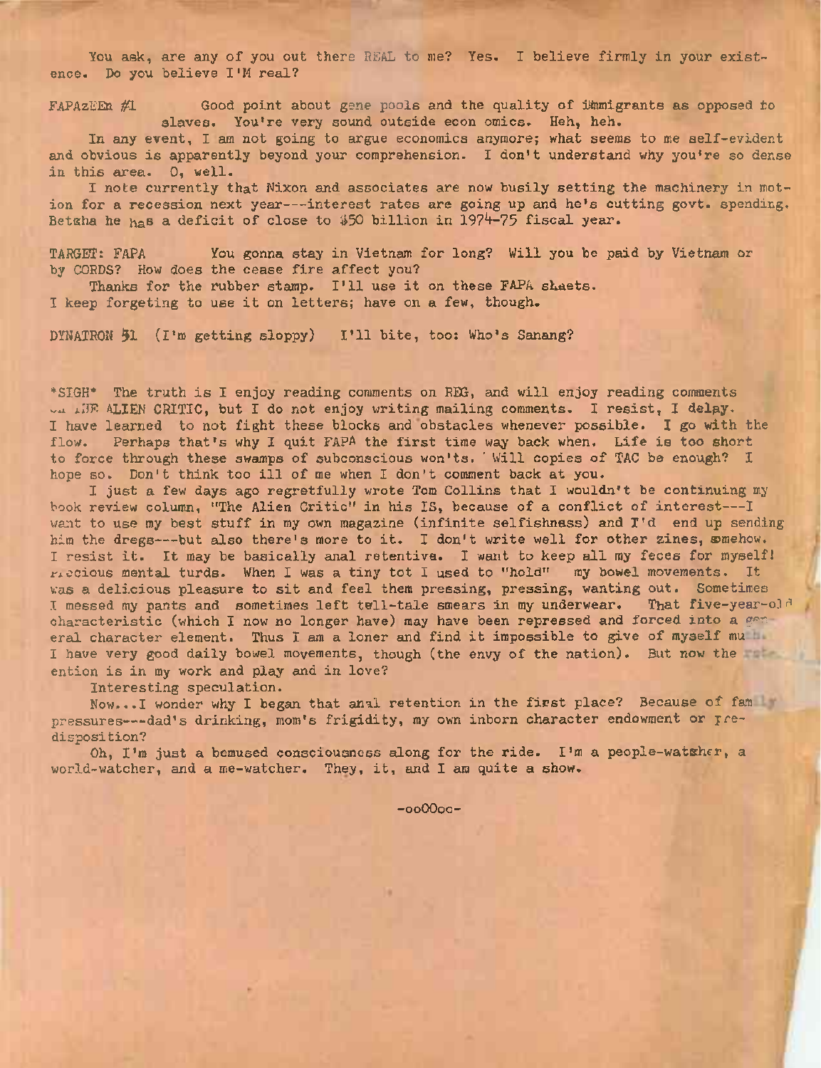You ask, are any of you out there REAL to me? Yes. I believe firmly in your existence. Do you believe I'M real?

FAPAzEEn #1 Good point about gene pools and the quality of immigrants as opposed to slaves. You're very sound outside econ omics. Heh, heh.

In any event, I am not going to argue economics anymore; what seems to me self-evident and obvious is apparently beyond your comprehension. I don't understand why you're so dense in this area. O, well.

I note currently that Nixon and associates are now busily setting the machinery in motion for a recession next year---interest rates are going up and he's cutting govt. spending. Betcha he has a deficit of close to $50 billion in 1974-75 fiscal year.

TARGET: FAPA You gonna stay in Vietnam for long? Will you be paid by Vietnam or by CORDS? How does the cease fire affect you?

Thanks for the rubber stamp. I'll use it on these FAPA sheets. I keep forgeting to use it on letters; have on a few, though.

DYNATRON 51 (I'm getting sloppy) I'll bite, too: Who's Sanang?

*SIGH* The truth is I enjoy reading comments on REG, and will enjoy reading comments on THE ALIEN CRITIC, but I do not enjoy writing mailing comments. I resist, I delay. I have learned to not fight these blocks and obstacles whenever possible. I go with the flow. Perhaps that's why I quit FAPA the first time way back when. Life is too short to force through these swamps of subconscious won'ts. Will copies of TAC be enough? I hope so. Don't think too ill of me when I don't comment back at you.

I just a few days ago regretfully wrote Tom Collins that I wouldn't be continuing my book review column, "The Alien Critic" in his IS, because of a conflict of interest---I want to use my best stuff in my own magazine (infinite selfishness) and I'd end up sending him the dregs---but also there's more to it. I don't write well for other zines, somehow. I resist it. It may be basically anal retentive. I want to keep all my feces for myself! Precious mental turds. When I was a tiny tot I used to "hold" my bowel movements. It was a delicious pleasure to sit and feel them pressing, pressing, wanting out. Sometimes I messed my pants and sometimes left tell-tale smears in my underwear. That five-year-old characteristic (which I now no longer have) may have been repressed and forced into a general character element. Thus I am a loner and find it impossible to give of myself much. I have very good daily bowel movements, though (the envy of the nation). But now the retention is in my work and play and in love?

Interesting speculation.

Now...I wonder why I began that anal retention in the first place? Because of family pressures---dad's drinking, mom's frigidity, my own inborn character endowment or predisposition?

Oh, I'm just a bemused consciousness along for the ride. I'm a people-watcher, a world-watcher, and a me-watcher. They, it, and I am quite a show.

-ooOOoo-